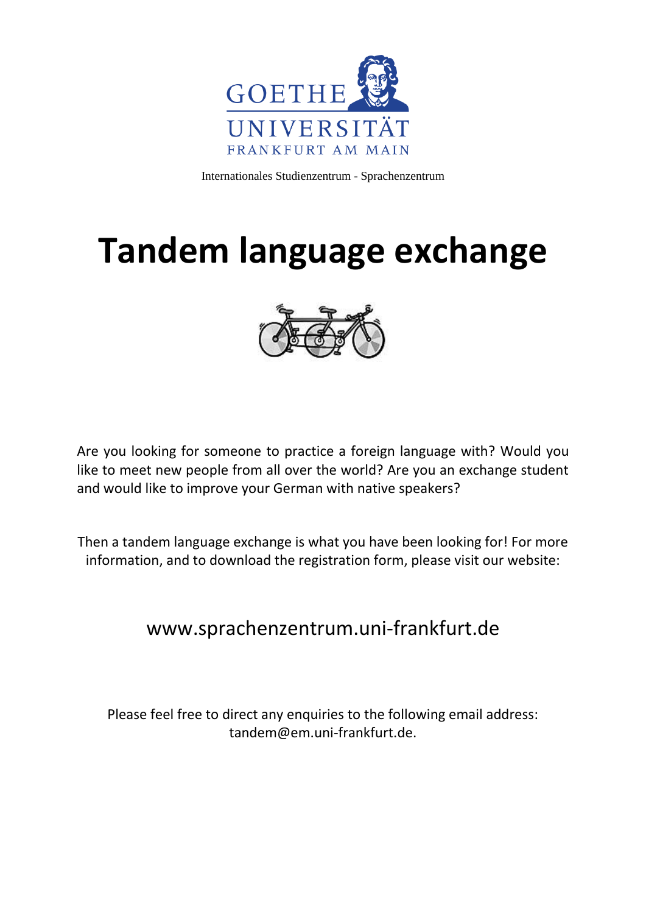GOETHE UNIVERSITÄT FRANKFURT AM MAIN

Internationales Studienzentrum - Sprachenzentrum

# Tandem language exchange

Are you looking for someone to practice a foreign language with? Would you like to meet new people from all over the world? Are you an exchange student and would like to improve your German with native speakers?

Then a tandem language exchange is what you have been looking for! For more information, and to download the registration form, please visit our website:

www.sprachenzentrum.uni-frankfurt.de

Please feel free to direct any enquiries to the following email address: tandem@em.uni-frankfurt.de.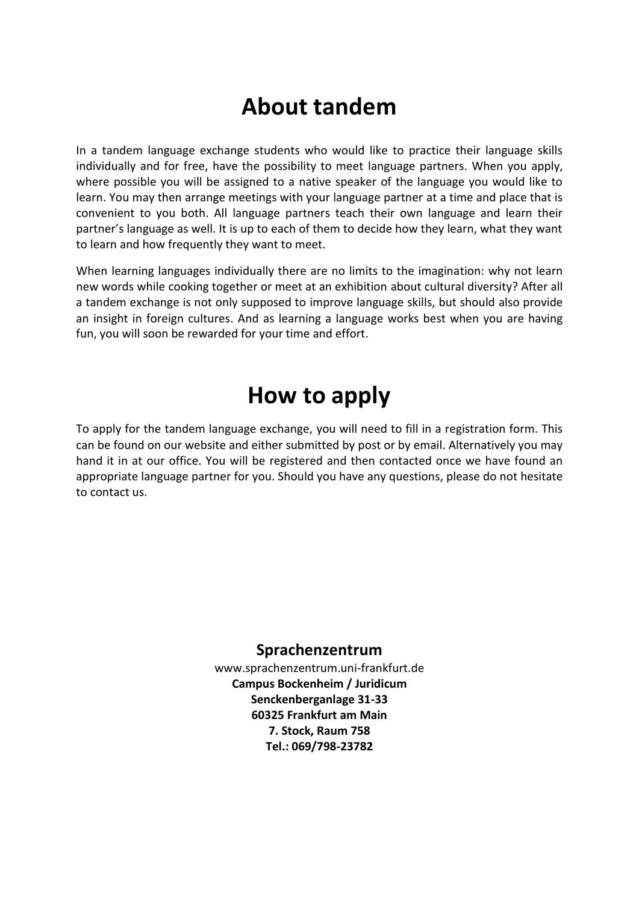# About tandem

In a tandem language exchange students who would like to practice their language skills individually and for free, have the possibility to meet language partners. When you apply, where possible you will be assigned to a native speaker of the language you would like to learn. You may then arrange meetings with your language partner at a time and place that is convenient to you both. All language partners teach their own language and learn their partner's language as well. It is up to each of them to decide how they learn, what they want to learn and how frequently they want to meet.

When learning languages individually there are no limits to the imagination: why not learn new words while cooking together or meet at an exhibition about cultural diversity? After all a tandem exchange is not only supposed to improve language skills, but should also provide an insight in foreign cultures. And as learning a language works best when you are having fun, you will soon be rewarded for your time and effort.

# How to apply

To apply for the tandem language exchange, you will need to fill in a registration form. This can be found on our website and either submitted by post or by email. Alternatively you may hand it in at our office. You will be registered and then contacted once we have found an appropriate language partner for you. Should you have any questions, please do not hesitate to contact us.

**Sprachenzentrum**
www.sprachenzentrum.uni-frankfurt.de
**Campus Bockenheim / Juridicum**
**Senckenberganlage 31-33**
**60325 Frankfurt am Main**
**7. Stock, Raum 758**
**Tel.: 069/798-23782**